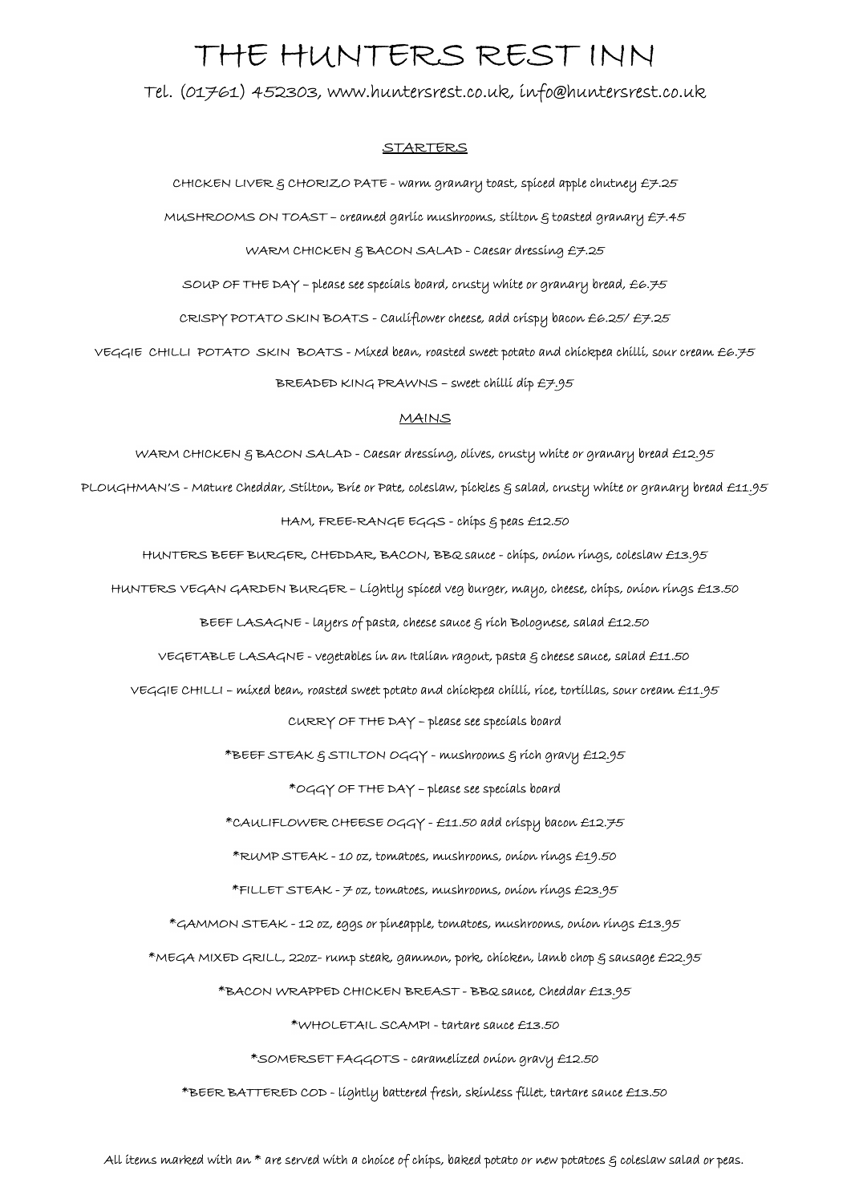# THE HUNTERS REST INN

Tel. (01761) 452303, www.huntersrest.co.uk, info@huntersrest.co.uk

## STARTERS

CHICKEN LIVER & CHORIZO PATE - warm granary toast, spiced apple chutney £7.25

MUSHROOMS ON TOAST – creamed garlic mushrooms, stilton & toasted granary £7.45

WARM CHICKEN & BACON SALAD - Caesar dressing £7.25

SOUP OF THE DAY – please see specials board, crusty white or granary bread, £6.75

CRISPY POTATO SKIN BOATS - Cauliflower cheese, add crispy bacon £6.25/ £7.25

VEGGIE CHILLI POTATO SKIN BOATS - Mixed bean, roasted sweet potato and chickpea chilli, sour cream £6.75

BREADED KING PRAWNS – sweet chilli dip £7.95

## MAINS

WARM CHICKEN & BACON SALAD - Caesar dressing, olives, crusty white or granary bread £12.95

PLOUGHMAN'S - Mature Cheddar, Stilton, Brie or Pate, coleslaw, pickles & salad, crusty white or granary bread £11.95

HAM, FREE-RANGE EGGS - chips & peas £12.50

HUNTERS BEEF BURGER, CHEDDAR, BACON, BBQ sauce - chips, onion rings, coleslaw £13.95

HUNTERS VEGAN GARDEN BURGER – Lightly spiced veg burger, mayo, cheese, chips, onion rings £13.50

BEEF LASAGNE - layers of pasta, cheese sauce & rich Bolognese, salad £12.50

VEGETABLE LASAGNE - vegetables in an Italian ragout, pasta & cheese sauce, salad £11.50

VEGGIE CHILLI – mixed bean, roasted sweet potato and chickpea chilli, rice, tortillas, sour cream £11.95

CURRY OF THE DAY – please see specials board

*BEEF STEAK & STILTON OGGY - mushrooms & rich gravy £12.95

*OGGY OF THE DAY – please see specials board

*CAULIFLOWER CHEESE OGGY - £11.50 add crispy bacon £12.75

*RUMP STEAK - 10 oz, tomatoes, mushrooms, onion rings £19.50

*FILLET STEAK - 7 oz, tomatoes, mushrooms, onion rings £23.95

*GAMMON STEAK - 12 oz, eggs or pineapple, tomatoes, mushrooms, onion rings £13.95

*MEGA MIXED GRILL, 22oz- rump steak, gammon, pork, chicken, lamb chop & sausage £22.95

*BACON WRAPPED CHICKEN BREAST - BBQ sauce, Cheddar £13.95

*WHOLETAIL SCAMPI - tartare sauce £13.50

*SOMERSET FAGGOTS - caramelized onion gravy £12.50

*BEER BATTERED COD - lightly battered fresh, skinless fillet, tartare sauce £13.50

All items marked with an * are served with a choice of chips, baked potato or new potatoes & coleslaw salad or peas.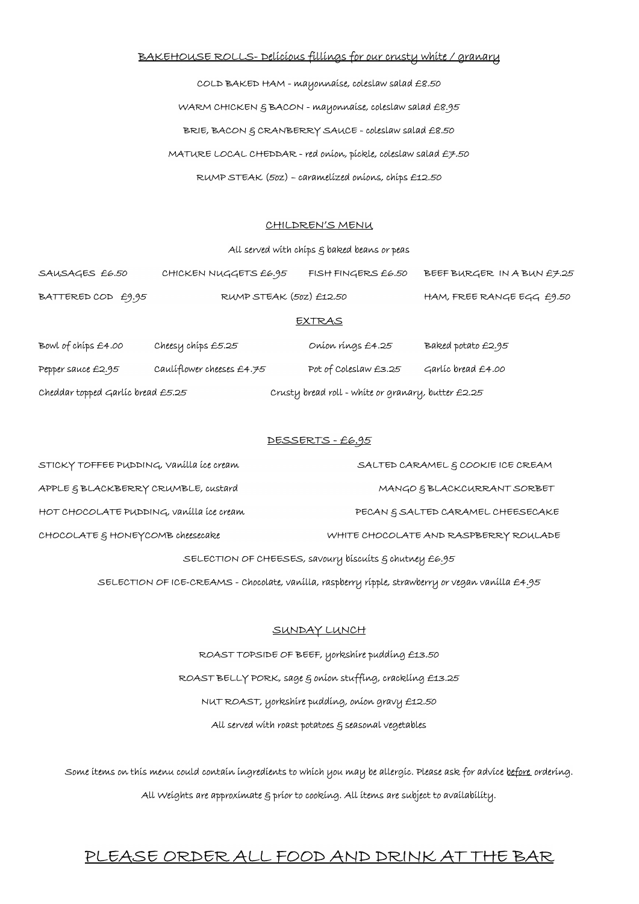## BAKEHOUSE ROLLS- Delicious fillings for our crusty white / granary

COLD BAKED HAM - mayonnaise, coleslaw salad £8.50

WARM CHICKEN & BACON - mayonnaise, coleslaw salad £8.95

BRIE, BACON & CRANBERRY SAUCE - coleslaw salad £8.50

MATURE LOCAL CHEDDAR - red onion, pickle, coleslaw salad £7.50

RUMP STEAK (5oz) – caramelized onions, chips £12.50

## CHILDREN'S MENU

All served with chips & baked beans or peas

| | | | |
|---|---|---|---|
| SAUSAGES £6.50 | CHICKEN NUGGETS £6.95 | FISH FINGERS £6.50 | BEEF BURGER IN A BUN £7.25 |
| BATTERED COD £9.95 | RUMP STEAK (5oz) £12.50 | | HAM, FREE RANGE EGG £9.50 |

## EXTRAS

| | | | |
|---|---|---|---|
| Bowl of chips £4.00 | Cheesy chips £5.25 | Onion rings £4.25 | Baked potato £2.95 |
| Pepper sauce £2.95 | Cauliflower cheeses £4.75 | Pot of Coleslaw £3.25 | Garlic bread £4.00 |
| Cheddar topped Garlic bread £5.25 | | Crusty bread roll - white or granary, butter £2.25 | |

## DESSERTS - £6.95

STICKY TOFFEE PUDDING, vanilla ice cream

APPLE & BLACKBERRY CRUMBLE, custard

HOT CHOCOLATE PUDDING, vanilla ice cream

CHOCOLATE & HONEYCOMB cheesecake

SALTED CARAMEL & COOKIE ICE CREAM

MANGO & BLACKCURRANT SORBET

PECAN & SALTED CARAMEL CHEESECAKE

WHITE CHOCOLATE AND RASPBERRY ROULADE

SELECTION OF CHEESES, savoury biscuits & chutney £6.95

SELECTION OF ICE-CREAMS - Chocolate, vanilla, raspberry ripple, strawberry or vegan vanilla £4.95

## SUNDAY LUNCH

ROAST TOPSIDE OF BEEF, yorkshire pudding £13.50

ROAST BELLY PORK, sage & onion stuffing, crackling £13.25

NUT ROAST, yorkshire pudding, onion gravy £12.50

All served with roast potatoes & seasonal vegetables

Some items on this menu could contain ingredients to which you may be allergic. Please ask for advice before ordering.

All Weights are approximate & prior to cooking. All items are subject to availability.

# PLEASE ORDER ALL FOOD AND DRINK AT THE BAR